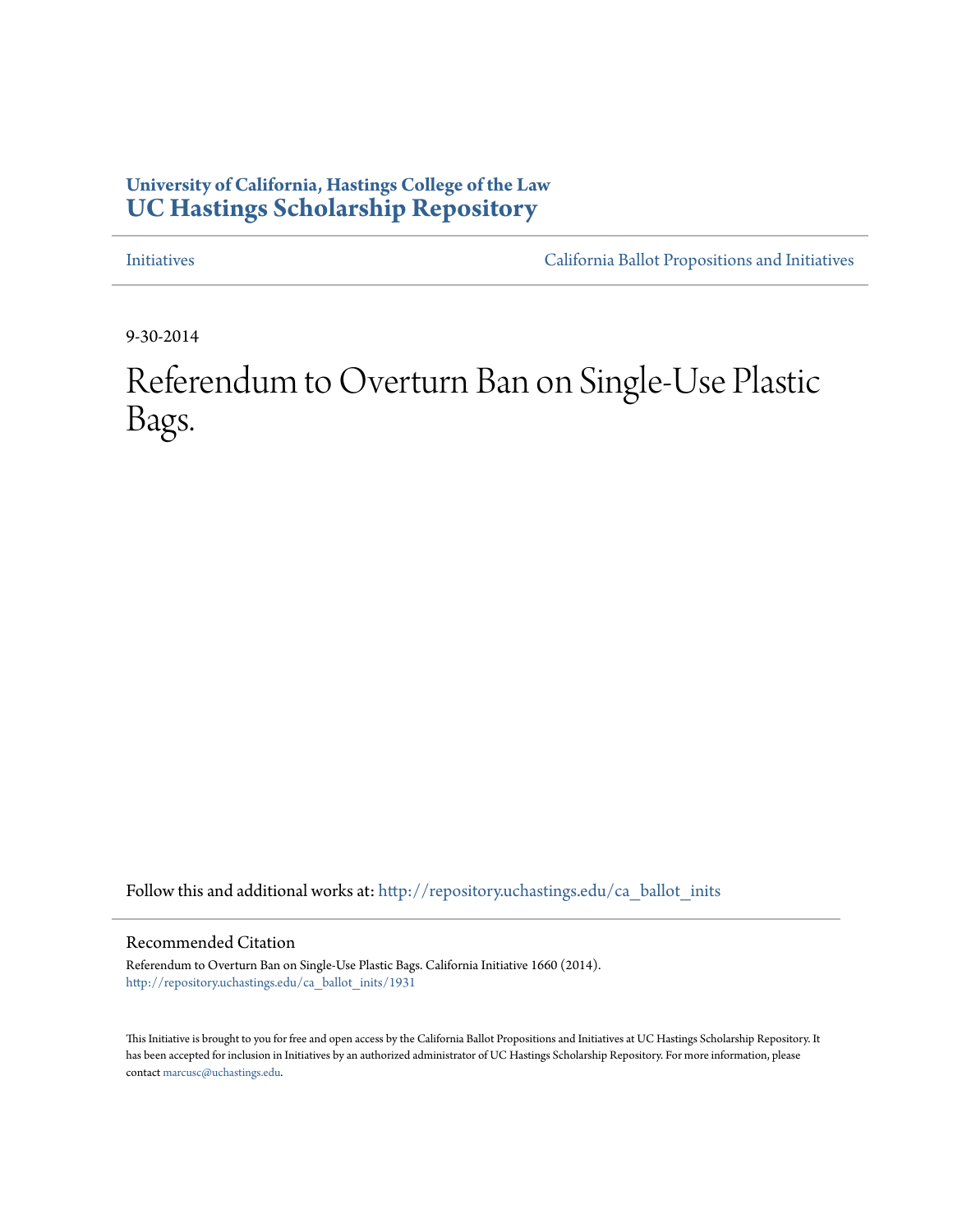University of California, Hastings College of the Law
**UC Hastings Scholarship Repository**

Initiatives — California Ballot Propositions and Initiatives

9-30-2014

# Referendum to Overturn Ban on Single-Use Plastic Bags.

Follow this and additional works at: http://repository.uchastings.edu/ca_ballot_inits

## Recommended Citation

Referendum to Overturn Ban on Single-Use Plastic Bags. California Initiative 1660 (2014).
http://repository.uchastings.edu/ca_ballot_inits/1931

This Initiative is brought to you for free and open access by the California Ballot Propositions and Initiatives at UC Hastings Scholarship Repository. It has been accepted for inclusion in Initiatives by an authorized administrator of UC Hastings Scholarship Repository. For more information, please contact marcusc@uchastings.edu.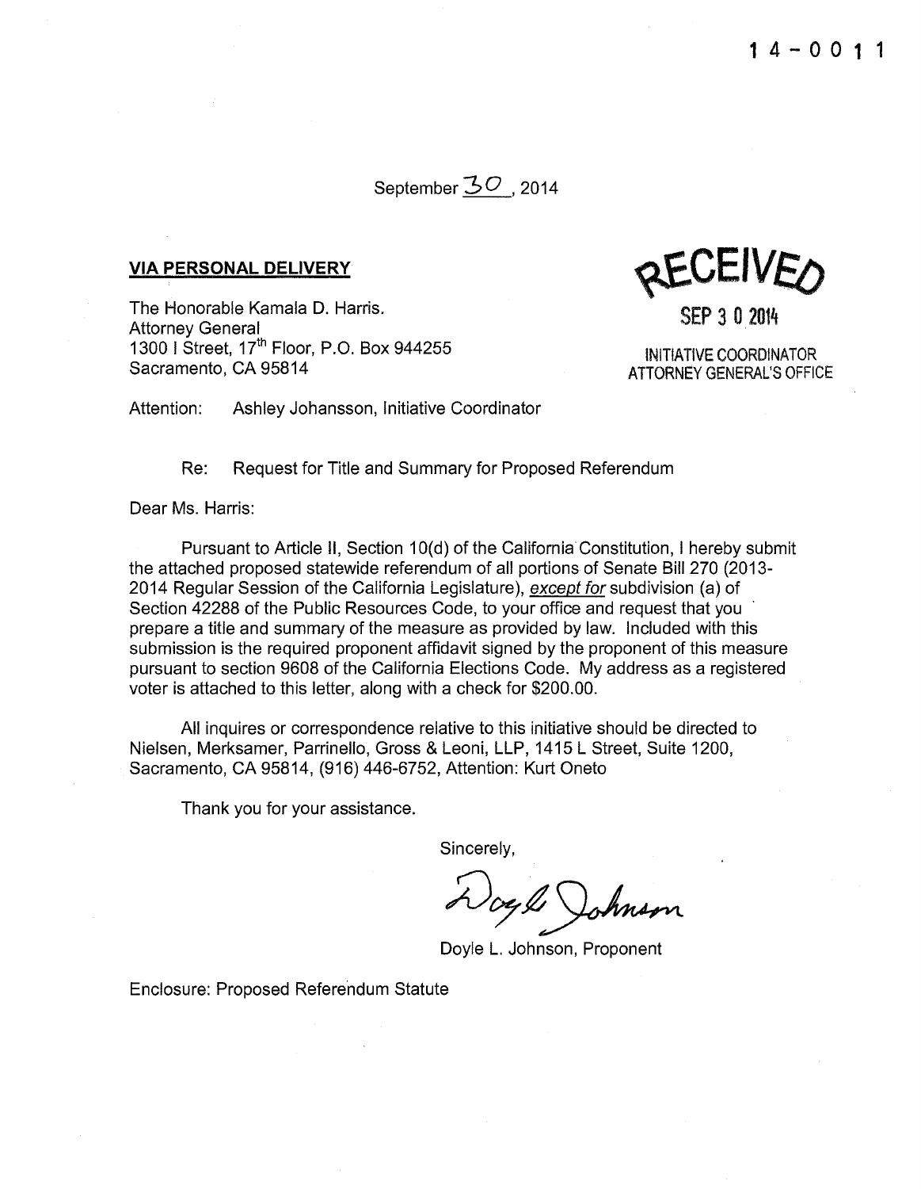14-0011

September 30, 2014

**VIA PERSONAL DELIVERY**

RECEIVED

SEP 30 2014

INITIATIVE COORDINATOR
ATTORNEY GENERAL'S OFFICE

The Honorable Kamala D. Harris.
Attorney General
1300 I Street, 17th Floor, P.O. Box 944255
Sacramento, CA 95814

Attention: Ashley Johansson, Initiative Coordinator

Re: Request for Title and Summary for Proposed Referendum

Dear Ms. Harris:

Pursuant to Article II, Section 10(d) of the California Constitution, I hereby submit the attached proposed statewide referendum of all portions of Senate Bill 270 (2013-2014 Regular Session of the California Legislature), *except for* subdivision (a) of Section 42288 of the Public Resources Code, to your office and request that you prepare a title and summary of the measure as provided by law. Included with this submission is the required proponent affidavit signed by the proponent of this measure pursuant to section 9608 of the California Elections Code. My address as a registered voter is attached to this letter, along with a check for $200.00.

All inquires or correspondence relative to this initiative should be directed to Nielsen, Merksamer, Parrinello, Gross & Leoni, LLP, 1415 L Street, Suite 1200, Sacramento, CA 95814, (916) 446-6752, Attention: Kurt Oneto

Thank you for your assistance.

Sincerely,

Doyle Johnson

Doyle L. Johnson, Proponent

Enclosure: Proposed Referendum Statute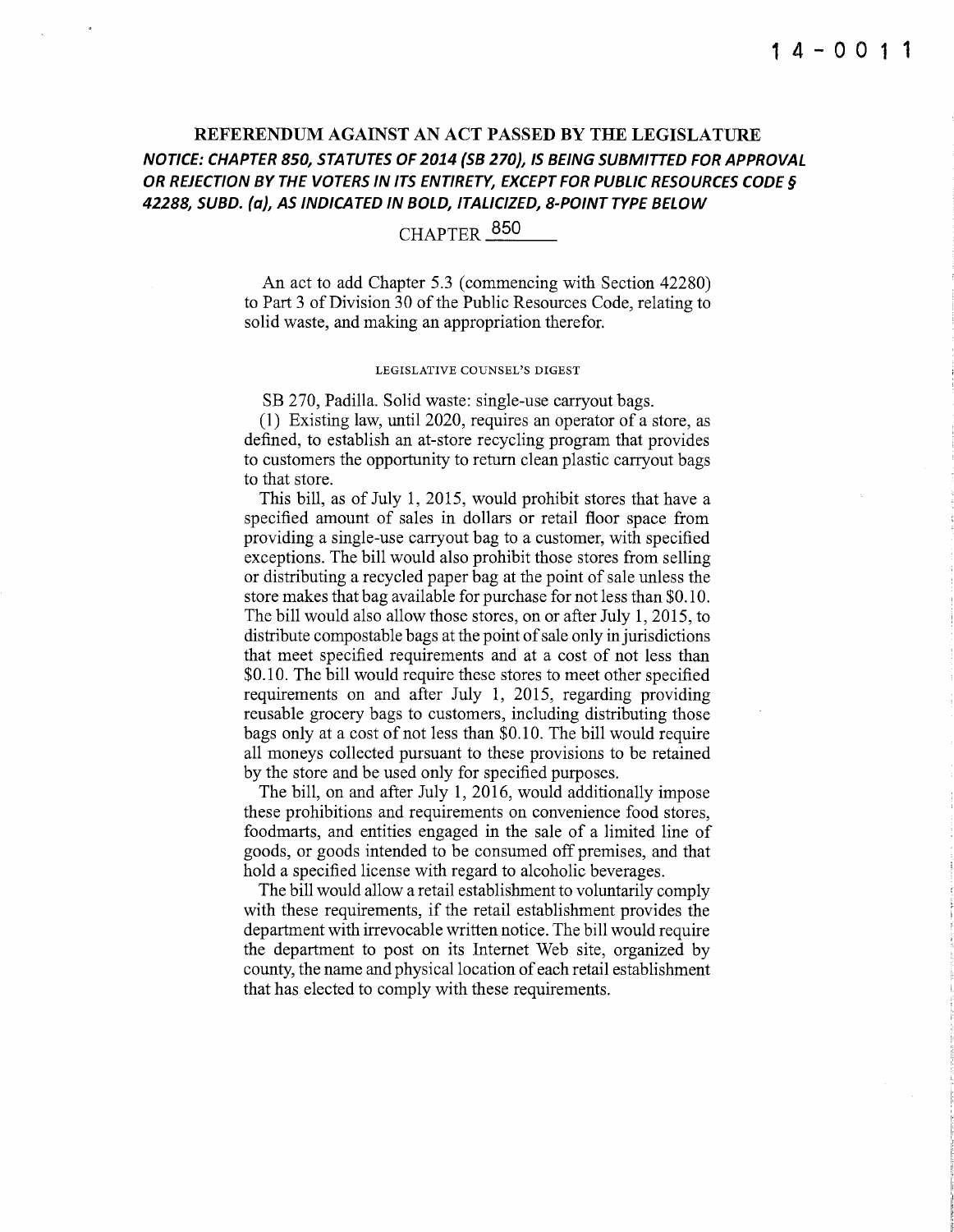14-0011

## REFERENDUM AGAINST AN ACT PASSED BY THE LEGISLATURE

***NOTICE: CHAPTER 850, STATUTES OF 2014 (SB 270), IS BEING SUBMITTED FOR APPROVAL OR REJECTION BY THE VOTERS IN ITS ENTIRETY, EXCEPT FOR PUBLIC RESOURCES CODE § 42288, SUBD. (a), AS INDICATED IN BOLD, ITALICIZED, 8-POINT TYPE BELOW***

CHAPTER 850

An act to add Chapter 5.3 (commencing with Section 42280) to Part 3 of Division 30 of the Public Resources Code, relating to solid waste, and making an appropriation therefor.

LEGISLATIVE COUNSEL'S DIGEST

SB 270, Padilla. Solid waste: single-use carryout bags.

(1) Existing law, until 2020, requires an operator of a store, as defined, to establish an at-store recycling program that provides to customers the opportunity to return clean plastic carryout bags to that store.

This bill, as of July 1, 2015, would prohibit stores that have a specified amount of sales in dollars or retail floor space from providing a single-use carryout bag to a customer, with specified exceptions. The bill would also prohibit those stores from selling or distributing a recycled paper bag at the point of sale unless the store makes that bag available for purchase for not less than $0.10. The bill would also allow those stores, on or after July 1, 2015, to distribute compostable bags at the point of sale only in jurisdictions that meet specified requirements and at a cost of not less than $0.10. The bill would require these stores to meet other specified requirements on and after July 1, 2015, regarding providing reusable grocery bags to customers, including distributing those bags only at a cost of not less than $0.10. The bill would require all moneys collected pursuant to these provisions to be retained by the store and be used only for specified purposes.

The bill, on and after July 1, 2016, would additionally impose these prohibitions and requirements on convenience food stores, foodmarts, and entities engaged in the sale of a limited line of goods, or goods intended to be consumed off premises, and that hold a specified license with regard to alcoholic beverages.

The bill would allow a retail establishment to voluntarily comply with these requirements, if the retail establishment provides the department with irrevocable written notice. The bill would require the department to post on its Internet Web site, organized by county, the name and physical location of each retail establishment that has elected to comply with these requirements.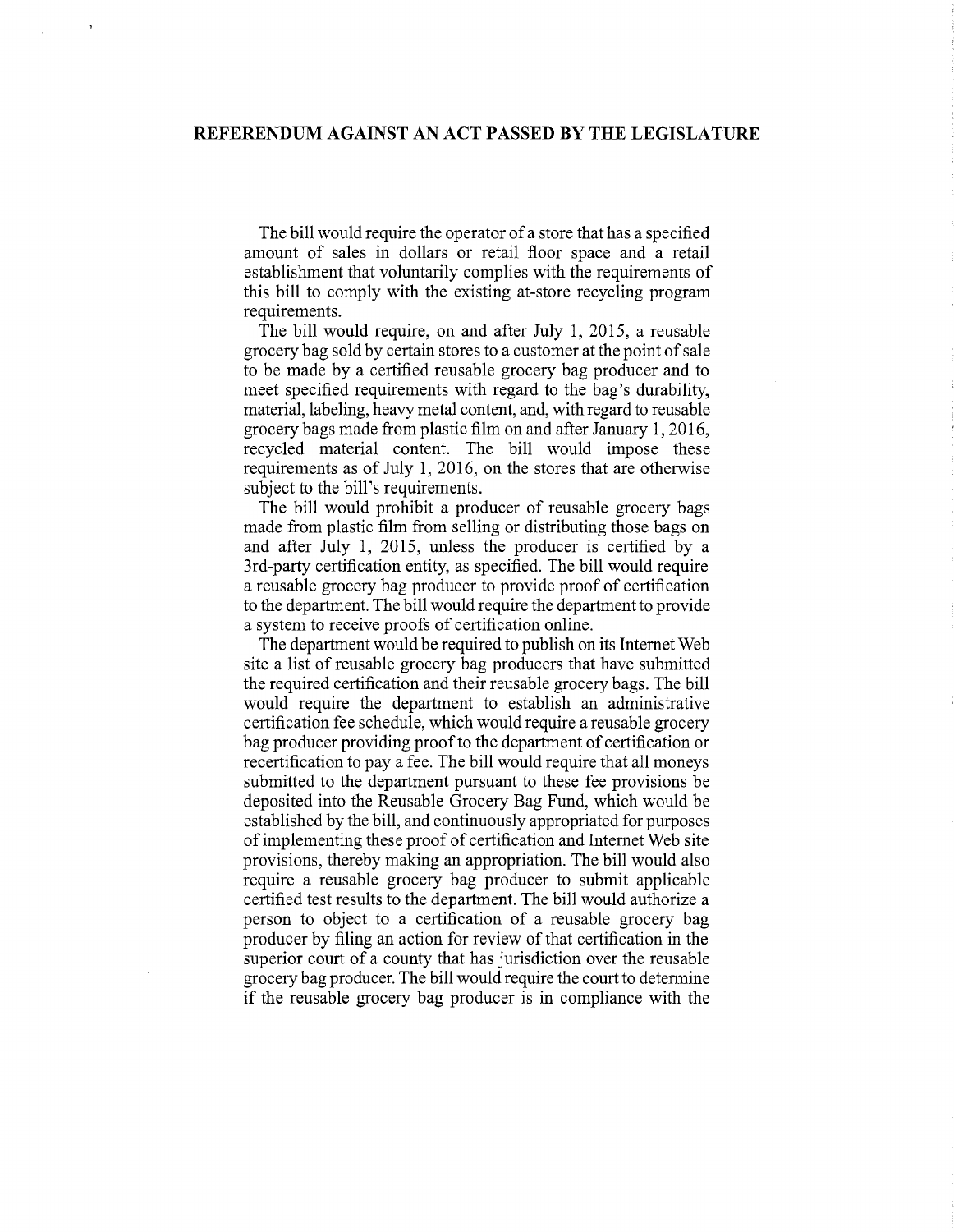## REFERENDUM AGAINST AN ACT PASSED BY THE LEGISLATURE

The bill would require the operator of a store that has a specified amount of sales in dollars or retail floor space and a retail establishment that voluntarily complies with the requirements of this bill to comply with the existing at-store recycling program requirements.

The bill would require, on and after July 1, 2015, a reusable grocery bag sold by certain stores to a customer at the point of sale to be made by a certified reusable grocery bag producer and to meet specified requirements with regard to the bag's durability, material, labeling, heavy metal content, and, with regard to reusable grocery bags made from plastic film on and after January 1, 2016, recycled material content. The bill would impose these requirements as of July 1, 2016, on the stores that are otherwise subject to the bill's requirements.

The bill would prohibit a producer of reusable grocery bags made from plastic film from selling or distributing those bags on and after July 1, 2015, unless the producer is certified by a 3rd-party certification entity, as specified. The bill would require a reusable grocery bag producer to provide proof of certification to the department. The bill would require the department to provide a system to receive proofs of certification online.

The department would be required to publish on its Internet Web site a list of reusable grocery bag producers that have submitted the required certification and their reusable grocery bags. The bill would require the department to establish an administrative certification fee schedule, which would require a reusable grocery bag producer providing proof to the department of certification or recertification to pay a fee. The bill would require that all moneys submitted to the department pursuant to these fee provisions be deposited into the Reusable Grocery Bag Fund, which would be established by the bill, and continuously appropriated for purposes of implementing these proof of certification and Internet Web site provisions, thereby making an appropriation. The bill would also require a reusable grocery bag producer to submit applicable certified test results to the department. The bill would authorize a person to object to a certification of a reusable grocery bag producer by filing an action for review of that certification in the superior court of a county that has jurisdiction over the reusable grocery bag producer. The bill would require the court to determine if the reusable grocery bag producer is in compliance with the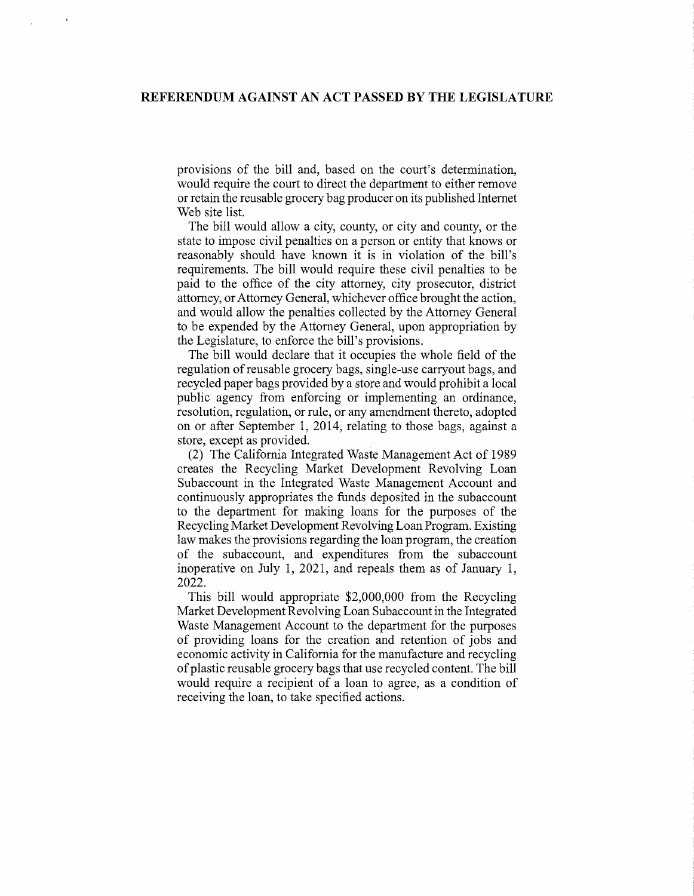provisions of the bill and, based on the court's determination, would require the court to direct the department to either remove or retain the reusable grocery bag producer on its published Internet Web site list.

The bill would allow a city, county, or city and county, or the state to impose civil penalties on a person or entity that knows or reasonably should have known it is in violation of the bill's requirements. The bill would require these civil penalties to be paid to the office of the city attorney, city prosecutor, district attorney, or Attorney General, whichever office brought the action, and would allow the penalties collected by the Attorney General to be expended by the Attorney General, upon appropriation by the Legislature, to enforce the bill's provisions.

The bill would declare that it occupies the whole field of the regulation of reusable grocery bags, single-use carryout bags, and recycled paper bags provided by a store and would prohibit a local public agency from enforcing or implementing an ordinance, resolution, regulation, or rule, or any amendment thereto, adopted on or after September 1, 2014, relating to those bags, against a store, except as provided.

(2) The California Integrated Waste Management Act of 1989 creates the Recycling Market Development Revolving Loan Subaccount in the Integrated Waste Management Account and continuously appropriates the funds deposited in the subaccount to the department for making loans for the purposes of the Recycling Market Development Revolving Loan Program. Existing law makes the provisions regarding the loan program, the creation of the subaccount, and expenditures from the subaccount inoperative on July 1, 2021, and repeals them as of January 1, 2022.

This bill would appropriate $2,000,000 from the Recycling Market Development Revolving Loan Subaccount in the Integrated Waste Management Account to the department for the purposes of providing loans for the creation and retention of jobs and economic activity in California for the manufacture and recycling of plastic reusable grocery bags that use recycled content. The bill would require a recipient of a loan to agree, as a condition of receiving the loan, to take specified actions.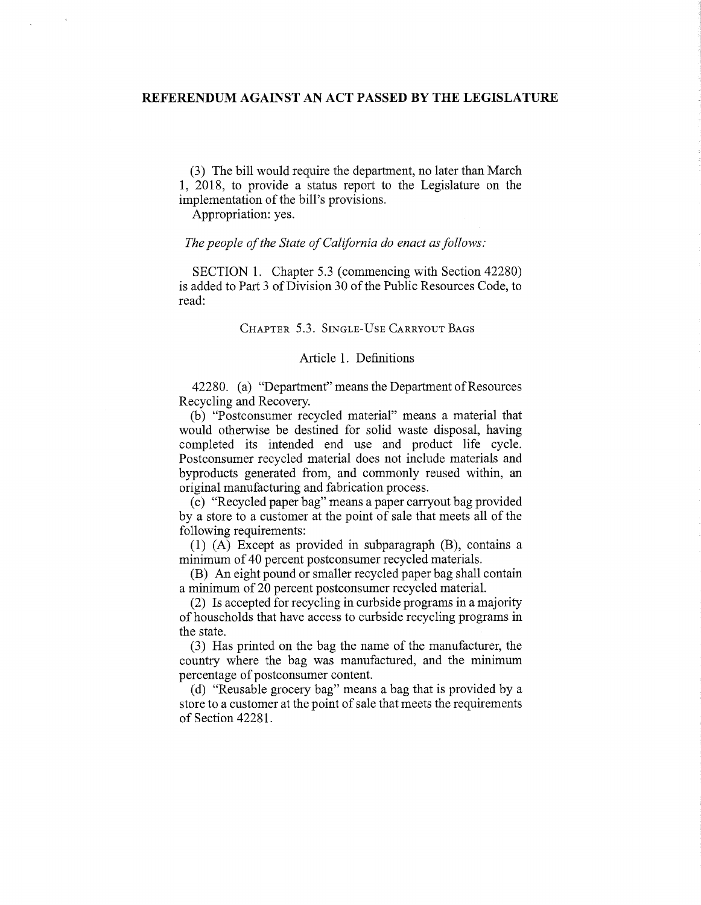# REFERENDUM AGAINST AN ACT PASSED BY THE LEGISLATURE

(3) The bill would require the department, no later than March 1, 2018, to provide a status report to the Legislature on the implementation of the bill's provisions.

Appropriation: yes.

*The people of the State of California do enact as follows:*

SECTION 1. Chapter 5.3 (commencing with Section 42280) is added to Part 3 of Division 30 of the Public Resources Code, to read:

## CHAPTER 5.3. SINGLE-USE CARRYOUT BAGS

### Article 1. Definitions

42280. (a) "Department" means the Department of Resources Recycling and Recovery.

(b) "Postconsumer recycled material" means a material that would otherwise be destined for solid waste disposal, having completed its intended end use and product life cycle. Postconsumer recycled material does not include materials and byproducts generated from, and commonly reused within, an original manufacturing and fabrication process.

(c) "Recycled paper bag" means a paper carryout bag provided by a store to a customer at the point of sale that meets all of the following requirements:

(1) (A) Except as provided in subparagraph (B), contains a minimum of 40 percent postconsumer recycled materials.

(B) An eight pound or smaller recycled paper bag shall contain a minimum of 20 percent postconsumer recycled material.

(2) Is accepted for recycling in curbside programs in a majority of households that have access to curbside recycling programs in the state.

(3) Has printed on the bag the name of the manufacturer, the country where the bag was manufactured, and the minimum percentage of postconsumer content.

(d) "Reusable grocery bag" means a bag that is provided by a store to a customer at the point of sale that meets the requirements of Section 42281.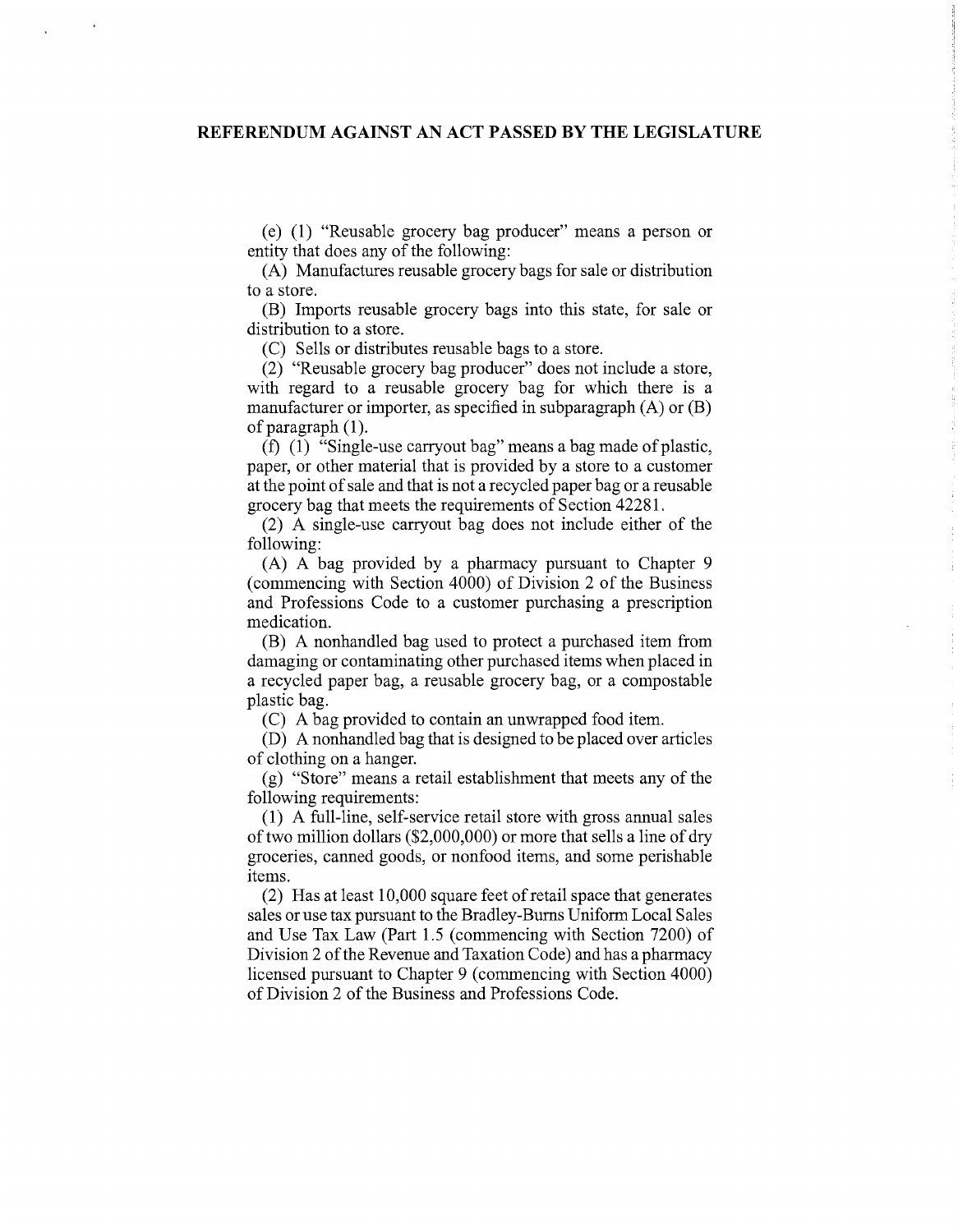(e) (1) "Reusable grocery bag producer" means a person or entity that does any of the following:

(A) Manufactures reusable grocery bags for sale or distribution to a store.

(B) Imports reusable grocery bags into this state, for sale or distribution to a store.

(C) Sells or distributes reusable bags to a store.

(2) "Reusable grocery bag producer" does not include a store, with regard to a reusable grocery bag for which there is a manufacturer or importer, as specified in subparagraph (A) or (B) of paragraph (1).

(f) (1) "Single-use carryout bag" means a bag made of plastic, paper, or other material that is provided by a store to a customer at the point of sale and that is not a recycled paper bag or a reusable grocery bag that meets the requirements of Section 42281.

(2) A single-use carryout bag does not include either of the following:

(A) A bag provided by a pharmacy pursuant to Chapter 9 (commencing with Section 4000) of Division 2 of the Business and Professions Code to a customer purchasing a prescription medication.

(B) A nonhandled bag used to protect a purchased item from damaging or contaminating other purchased items when placed in a recycled paper bag, a reusable grocery bag, or a compostable plastic bag.

(C) A bag provided to contain an unwrapped food item.

(D) A nonhandled bag that is designed to be placed over articles of clothing on a hanger.

(g) "Store" means a retail establishment that meets any of the following requirements:

(1) A full-line, self-service retail store with gross annual sales of two million dollars ($2,000,000) or more that sells a line of dry groceries, canned goods, or nonfood items, and some perishable items.

(2) Has at least 10,000 square feet of retail space that generates sales or use tax pursuant to the Bradley-Burns Uniform Local Sales and Use Tax Law (Part 1.5 (commencing with Section 7200) of Division 2 of the Revenue and Taxation Code) and has a pharmacy licensed pursuant to Chapter 9 (commencing with Section 4000) of Division 2 of the Business and Professions Code.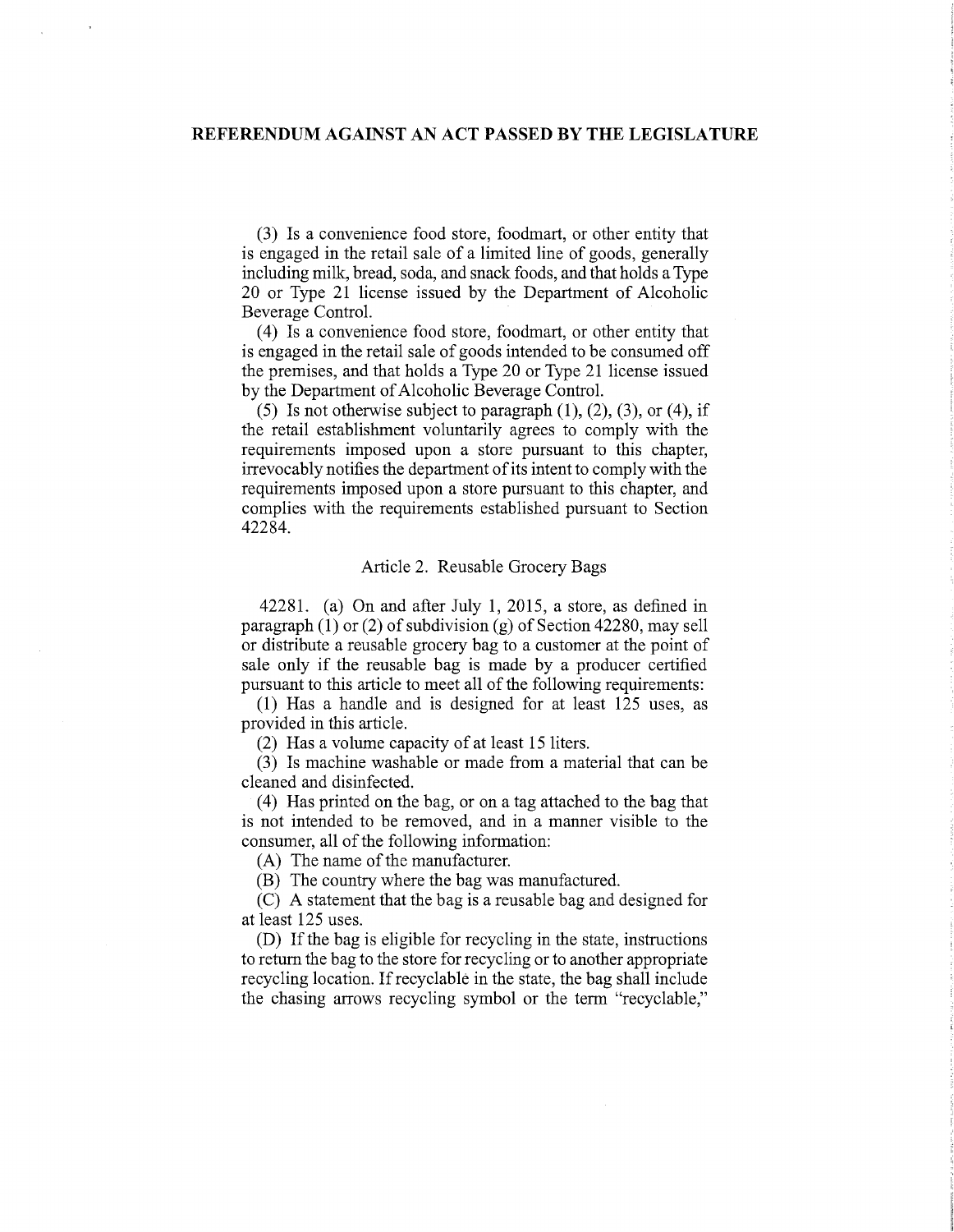(3) Is a convenience food store, foodmart, or other entity that is engaged in the retail sale of a limited line of goods, generally including milk, bread, soda, and snack foods, and that holds a Type 20 or Type 21 license issued by the Department of Alcoholic Beverage Control.

(4) Is a convenience food store, foodmart, or other entity that is engaged in the retail sale of goods intended to be consumed off the premises, and that holds a Type 20 or Type 21 license issued by the Department of Alcoholic Beverage Control.

(5) Is not otherwise subject to paragraph (1), (2), (3), or (4), if the retail establishment voluntarily agrees to comply with the requirements imposed upon a store pursuant to this chapter, irrevocably notifies the department of its intent to comply with the requirements imposed upon a store pursuant to this chapter, and complies with the requirements established pursuant to Section 42284.

Article 2. Reusable Grocery Bags

42281. (a) On and after July 1, 2015, a store, as defined in paragraph (1) or (2) of subdivision (g) of Section 42280, may sell or distribute a reusable grocery bag to a customer at the point of sale only if the reusable bag is made by a producer certified pursuant to this article to meet all of the following requirements:

(1) Has a handle and is designed for at least 125 uses, as provided in this article.

(2) Has a volume capacity of at least 15 liters.

(3) Is machine washable or made from a material that can be cleaned and disinfected.

(4) Has printed on the bag, or on a tag attached to the bag that is not intended to be removed, and in a manner visible to the consumer, all of the following information:

(A) The name of the manufacturer.

(B) The country where the bag was manufactured.

(C) A statement that the bag is a reusable bag and designed for at least 125 uses.

(D) If the bag is eligible for recycling in the state, instructions to return the bag to the store for recycling or to another appropriate recycling location. If recyclable in the state, the bag shall include the chasing arrows recycling symbol or the term "recyclable,"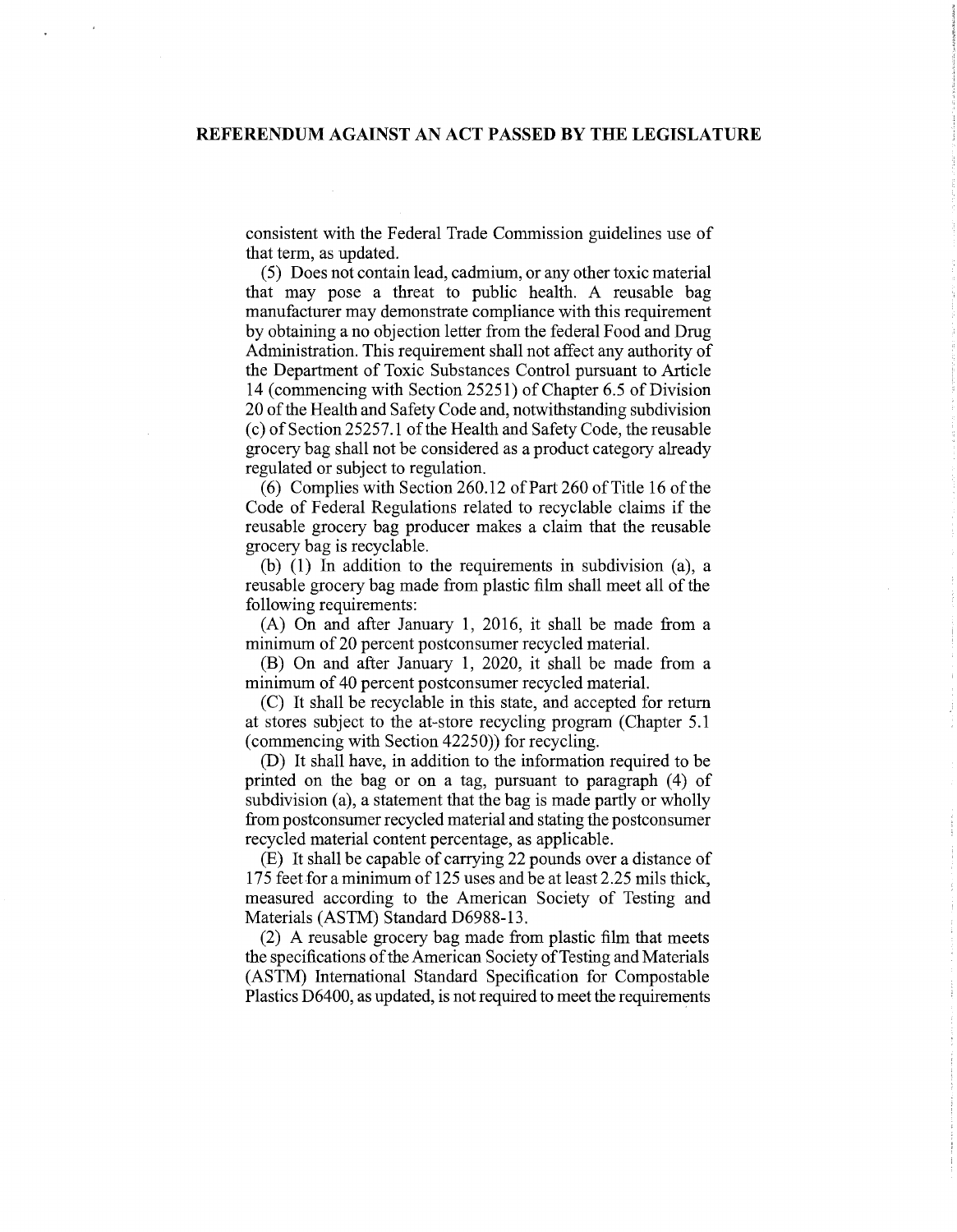consistent with the Federal Trade Commission guidelines use of that term, as updated.

(5) Does not contain lead, cadmium, or any other toxic material that may pose a threat to public health. A reusable bag manufacturer may demonstrate compliance with this requirement by obtaining a no objection letter from the federal Food and Drug Administration. This requirement shall not affect any authority of the Department of Toxic Substances Control pursuant to Article 14 (commencing with Section 25251) of Chapter 6.5 of Division 20 of the Health and Safety Code and, notwithstanding subdivision (c) of Section 25257.1 of the Health and Safety Code, the reusable grocery bag shall not be considered as a product category already regulated or subject to regulation.

(6) Complies with Section 260.12 of Part 260 of Title 16 of the Code of Federal Regulations related to recyclable claims if the reusable grocery bag producer makes a claim that the reusable grocery bag is recyclable.

(b) (1) In addition to the requirements in subdivision (a), a reusable grocery bag made from plastic film shall meet all of the following requirements:

(A) On and after January 1, 2016, it shall be made from a minimum of 20 percent postconsumer recycled material.

(B) On and after January 1, 2020, it shall be made from a minimum of 40 percent postconsumer recycled material.

(C) It shall be recyclable in this state, and accepted for return at stores subject to the at-store recycling program (Chapter 5.1 (commencing with Section 42250)) for recycling.

(D) It shall have, in addition to the information required to be printed on the bag or on a tag, pursuant to paragraph (4) of subdivision (a), a statement that the bag is made partly or wholly from postconsumer recycled material and stating the postconsumer recycled material content percentage, as applicable.

(E) It shall be capable of carrying 22 pounds over a distance of 175 feet for a minimum of 125 uses and be at least 2.25 mils thick, measured according to the American Society of Testing and Materials (ASTM) Standard D6988-13.

(2) A reusable grocery bag made from plastic film that meets the specifications of the American Society of Testing and Materials (ASTM) International Standard Specification for Compostable Plastics D6400, as updated, is not required to meet the requirements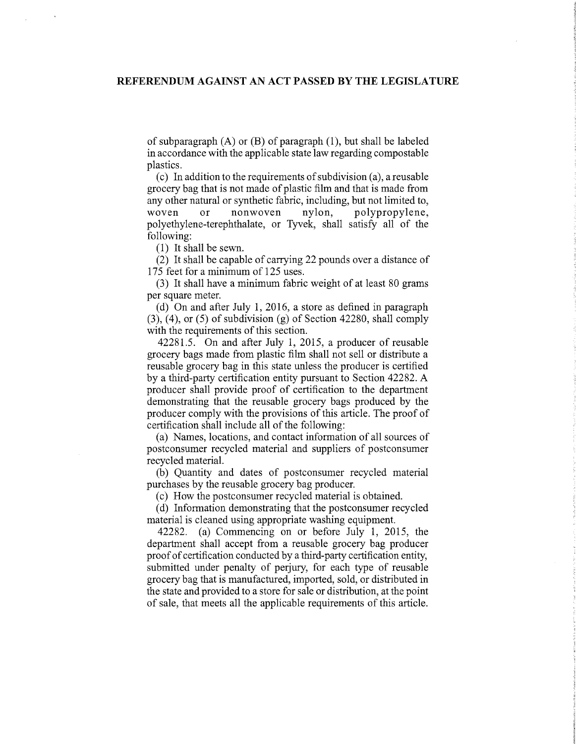of subparagraph (A) or (B) of paragraph (1), but shall be labeled in accordance with the applicable state law regarding compostable plastics.

(c) In addition to the requirements of subdivision (a), a reusable grocery bag that is not made of plastic film and that is made from any other natural or synthetic fabric, including, but not limited to, woven or nonwoven nylon, polypropylene, polyethylene-terephthalate, or Tyvek, shall satisfy all of the following:

(1) It shall be sewn.

(2) It shall be capable of carrying 22 pounds over a distance of 175 feet for a minimum of 125 uses.

(3) It shall have a minimum fabric weight of at least 80 grams per square meter.

(d) On and after July 1, 2016, a store as defined in paragraph (3), (4), or (5) of subdivision (g) of Section 42280, shall comply with the requirements of this section.

42281.5. On and after July 1, 2015, a producer of reusable grocery bags made from plastic film shall not sell or distribute a reusable grocery bag in this state unless the producer is certified by a third-party certification entity pursuant to Section 42282. A producer shall provide proof of certification to the department demonstrating that the reusable grocery bags produced by the producer comply with the provisions of this article. The proof of certification shall include all of the following:

(a) Names, locations, and contact information of all sources of postconsumer recycled material and suppliers of postconsumer recycled material.

(b) Quantity and dates of postconsumer recycled material purchases by the reusable grocery bag producer.

(c) How the postconsumer recycled material is obtained.

(d) Information demonstrating that the postconsumer recycled material is cleaned using appropriate washing equipment.

42282. (a) Commencing on or before July 1, 2015, the department shall accept from a reusable grocery bag producer proof of certification conducted by a third-party certification entity, submitted under penalty of perjury, for each type of reusable grocery bag that is manufactured, imported, sold, or distributed in the state and provided to a store for sale or distribution, at the point of sale, that meets all the applicable requirements of this article.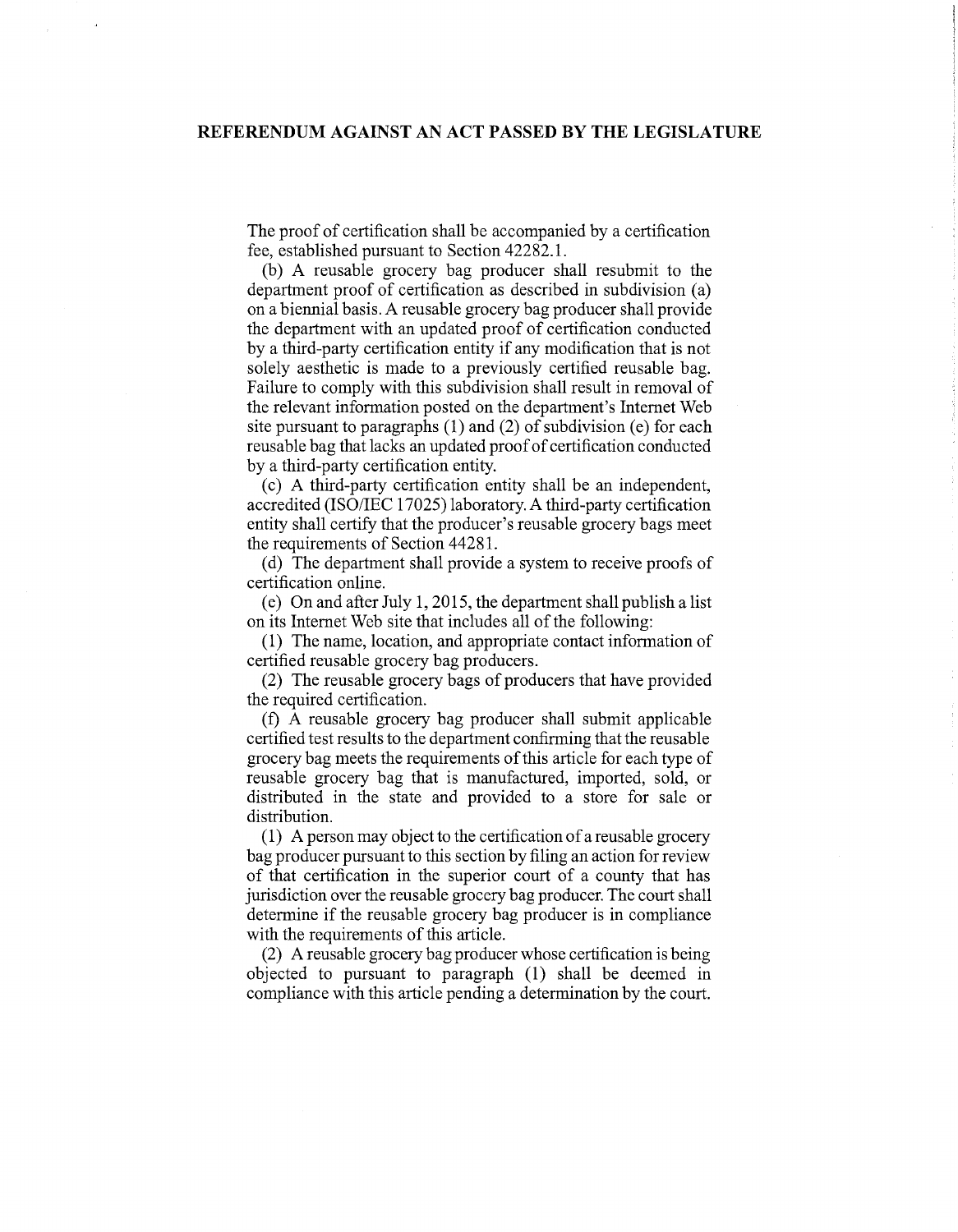The proof of certification shall be accompanied by a certification fee, established pursuant to Section 42282.1.

(b) A reusable grocery bag producer shall resubmit to the department proof of certification as described in subdivision (a) on a biennial basis. A reusable grocery bag producer shall provide the department with an updated proof of certification conducted by a third-party certification entity if any modification that is not solely aesthetic is made to a previously certified reusable bag. Failure to comply with this subdivision shall result in removal of the relevant information posted on the department's Internet Web site pursuant to paragraphs (1) and (2) of subdivision (e) for each reusable bag that lacks an updated proof of certification conducted by a third-party certification entity.

(c) A third-party certification entity shall be an independent, accredited (ISO/IEC 17025) laboratory. A third-party certification entity shall certify that the producer's reusable grocery bags meet the requirements of Section 44281.

(d) The department shall provide a system to receive proofs of certification online.

(e) On and after July 1, 2015, the department shall publish a list on its Internet Web site that includes all of the following:

(1) The name, location, and appropriate contact information of certified reusable grocery bag producers.

(2) The reusable grocery bags of producers that have provided the required certification.

(f) A reusable grocery bag producer shall submit applicable certified test results to the department confirming that the reusable grocery bag meets the requirements of this article for each type of reusable grocery bag that is manufactured, imported, sold, or distributed in the state and provided to a store for sale or distribution.

(1) A person may object to the certification of a reusable grocery bag producer pursuant to this section by filing an action for review of that certification in the superior court of a county that has jurisdiction over the reusable grocery bag producer. The court shall determine if the reusable grocery bag producer is in compliance with the requirements of this article.

(2) A reusable grocery bag producer whose certification is being objected to pursuant to paragraph (1) shall be deemed in compliance with this article pending a determination by the court.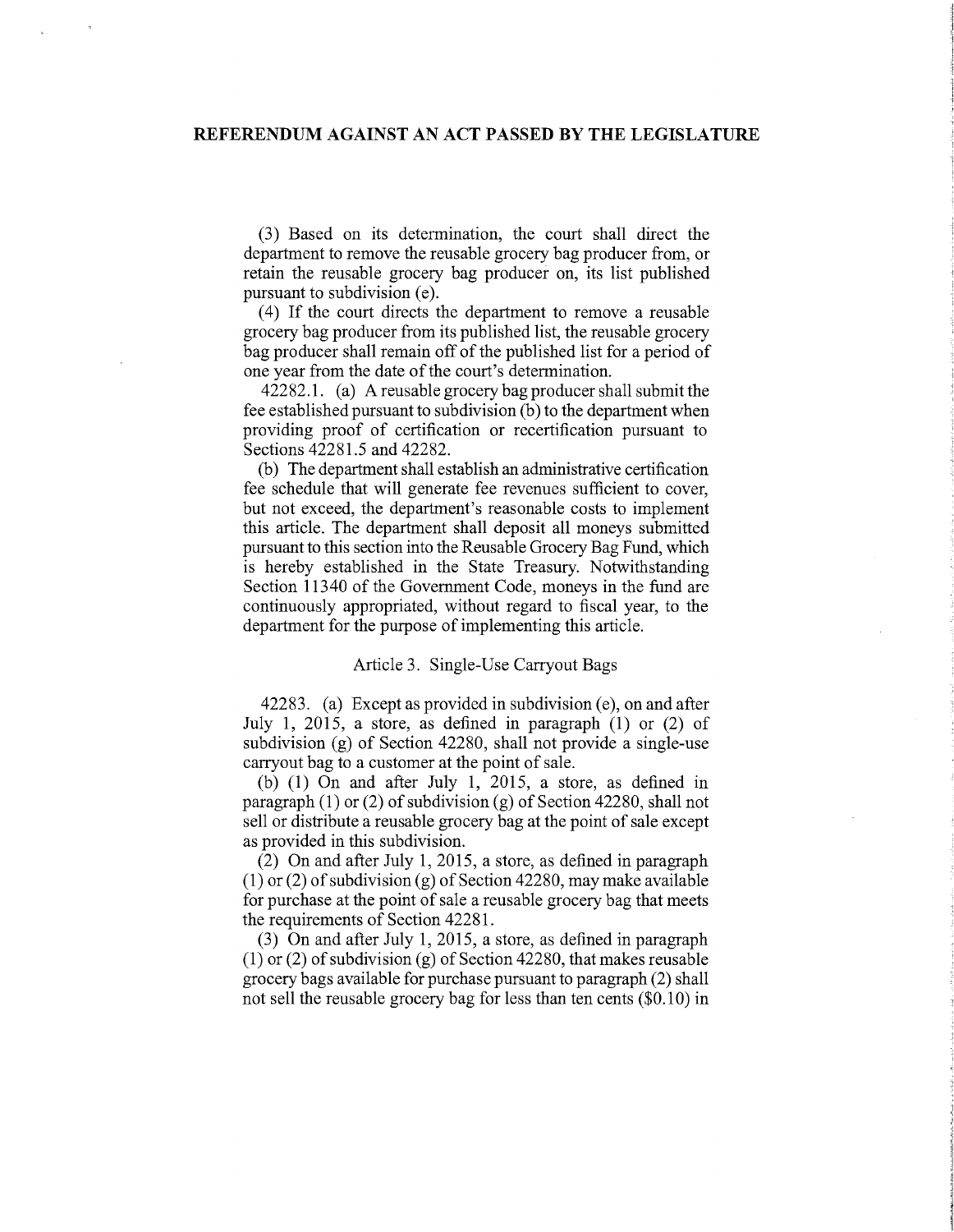(3) Based on its determination, the court shall direct the department to remove the reusable grocery bag producer from, or retain the reusable grocery bag producer on, its list published pursuant to subdivision (e).

(4) If the court directs the department to remove a reusable grocery bag producer from its published list, the reusable grocery bag producer shall remain off of the published list for a period of one year from the date of the court's determination.

42282.1. (a) A reusable grocery bag producer shall submit the fee established pursuant to subdivision (b) to the department when providing proof of certification or recertification pursuant to Sections 42281.5 and 42282.

(b) The department shall establish an administrative certification fee schedule that will generate fee revenues sufficient to cover, but not exceed, the department's reasonable costs to implement this article. The department shall deposit all moneys submitted pursuant to this section into the Reusable Grocery Bag Fund, which is hereby established in the State Treasury. Notwithstanding Section 11340 of the Government Code, moneys in the fund are continuously appropriated, without regard to fiscal year, to the department for the purpose of implementing this article.

### Article 3. Single-Use Carryout Bags

42283. (a) Except as provided in subdivision (e), on and after July 1, 2015, a store, as defined in paragraph (1) or (2) of subdivision (g) of Section 42280, shall not provide a single-use carryout bag to a customer at the point of sale.

(b) (1) On and after July 1, 2015, a store, as defined in paragraph (1) or (2) of subdivision (g) of Section 42280, shall not sell or distribute a reusable grocery bag at the point of sale except as provided in this subdivision.

(2) On and after July 1, 2015, a store, as defined in paragraph (1) or (2) of subdivision (g) of Section 42280, may make available for purchase at the point of sale a reusable grocery bag that meets the requirements of Section 42281.

(3) On and after July 1, 2015, a store, as defined in paragraph (1) or (2) of subdivision (g) of Section 42280, that makes reusable grocery bags available for purchase pursuant to paragraph (2) shall not sell the reusable grocery bag for less than ten cents ($0.10) in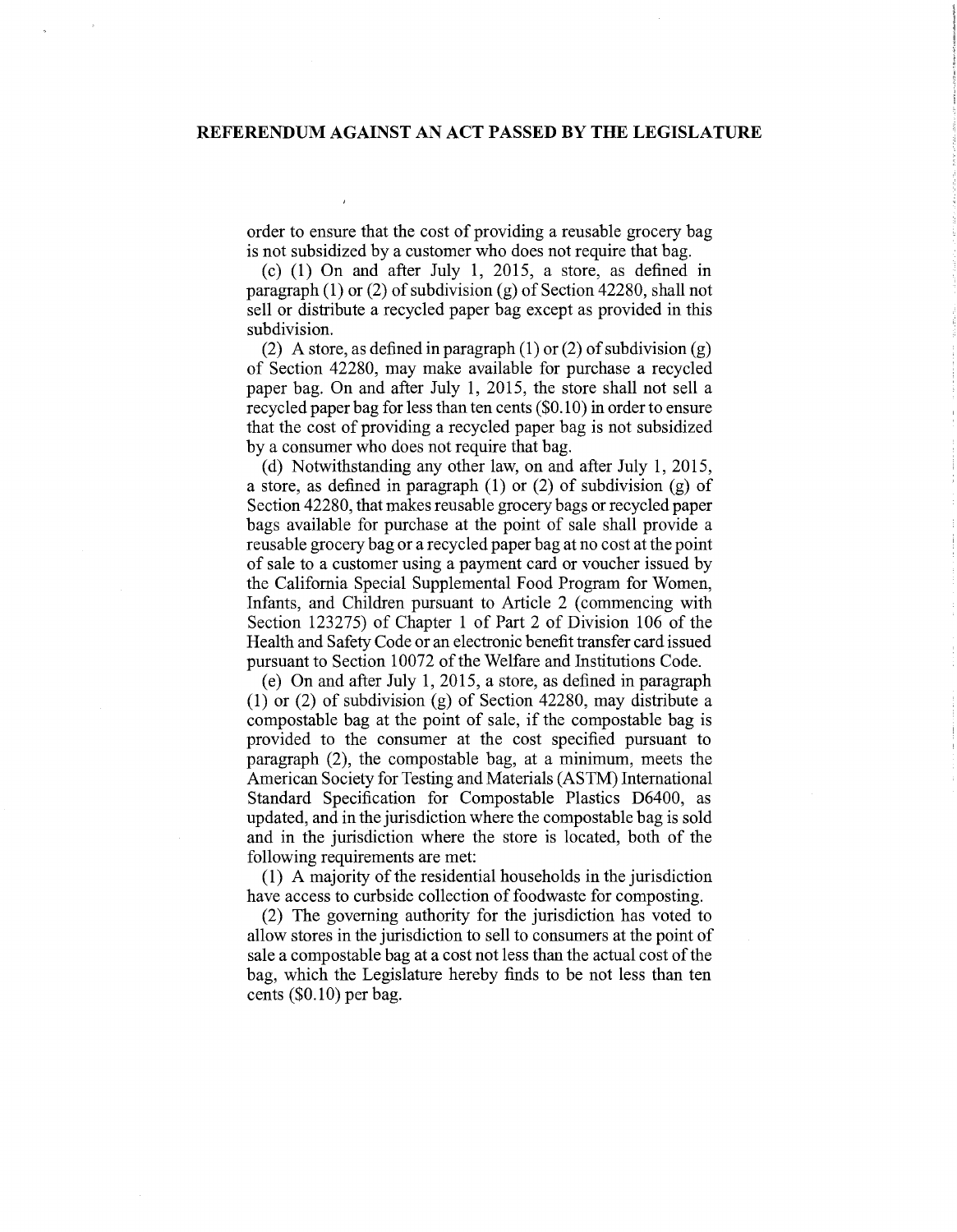order to ensure that the cost of providing a reusable grocery bag is not subsidized by a customer who does not require that bag.

(c) (1) On and after July 1, 2015, a store, as defined in paragraph (1) or (2) of subdivision (g) of Section 42280, shall not sell or distribute a recycled paper bag except as provided in this subdivision.

(2) A store, as defined in paragraph (1) or (2) of subdivision (g) of Section 42280, may make available for purchase a recycled paper bag. On and after July 1, 2015, the store shall not sell a recycled paper bag for less than ten cents ($0.10) in order to ensure that the cost of providing a recycled paper bag is not subsidized by a consumer who does not require that bag.

(d) Notwithstanding any other law, on and after July 1, 2015, a store, as defined in paragraph (1) or (2) of subdivision (g) of Section 42280, that makes reusable grocery bags or recycled paper bags available for purchase at the point of sale shall provide a reusable grocery bag or a recycled paper bag at no cost at the point of sale to a customer using a payment card or voucher issued by the California Special Supplemental Food Program for Women, Infants, and Children pursuant to Article 2 (commencing with Section 123275) of Chapter 1 of Part 2 of Division 106 of the Health and Safety Code or an electronic benefit transfer card issued pursuant to Section 10072 of the Welfare and Institutions Code.

(e) On and after July 1, 2015, a store, as defined in paragraph (1) or (2) of subdivision (g) of Section 42280, may distribute a compostable bag at the point of sale, if the compostable bag is provided to the consumer at the cost specified pursuant to paragraph (2), the compostable bag, at a minimum, meets the American Society for Testing and Materials (ASTM) International Standard Specification for Compostable Plastics D6400, as updated, and in the jurisdiction where the compostable bag is sold and in the jurisdiction where the store is located, both of the following requirements are met:

(1) A majority of the residential households in the jurisdiction have access to curbside collection of foodwaste for composting.

(2) The governing authority for the jurisdiction has voted to allow stores in the jurisdiction to sell to consumers at the point of sale a compostable bag at a cost not less than the actual cost of the bag, which the Legislature hereby finds to be not less than ten cents ($0.10) per bag.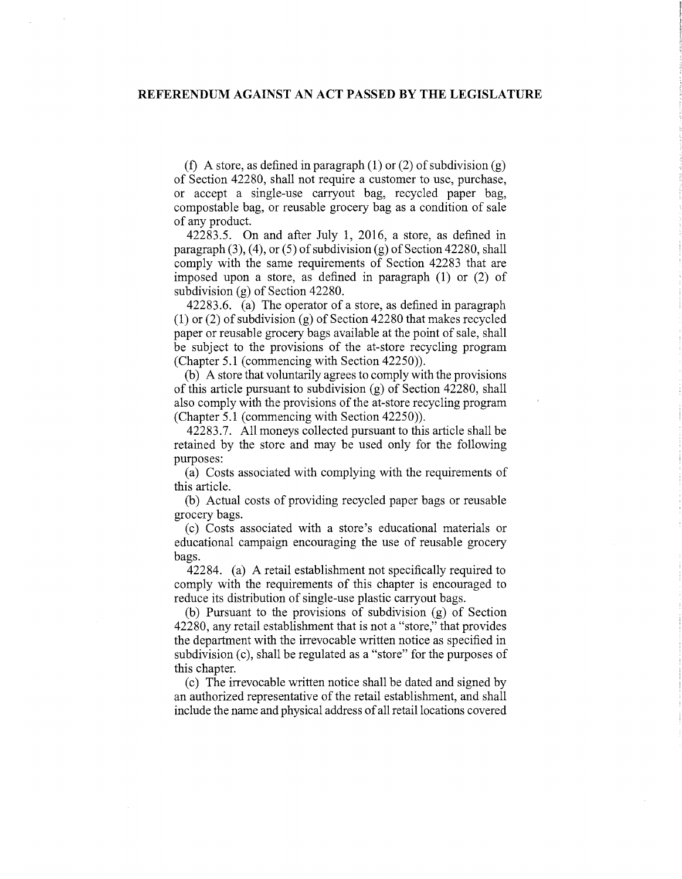**REFERENDUM AGAINST AN ACT PASSED BY THE LEGISLATURE**

(f) A store, as defined in paragraph (1) or (2) of subdivision (g) of Section 42280, shall not require a customer to use, purchase, or accept a single-use carryout bag, recycled paper bag, compostable bag, or reusable grocery bag as a condition of sale of any product.

42283.5. On and after July 1, 2016, a store, as defined in paragraph (3), (4), or (5) of subdivision (g) of Section 42280, shall comply with the same requirements of Section 42283 that are imposed upon a store, as defined in paragraph (1) or (2) of subdivision (g) of Section 42280.

42283.6. (a) The operator of a store, as defined in paragraph (1) or (2) of subdivision (g) of Section 42280 that makes recycled paper or reusable grocery bags available at the point of sale, shall be subject to the provisions of the at-store recycling program (Chapter 5.1 (commencing with Section 42250)).

(b) A store that voluntarily agrees to comply with the provisions of this article pursuant to subdivision (g) of Section 42280, shall also comply with the provisions of the at-store recycling program (Chapter 5.1 (commencing with Section 42250)).

42283.7. All moneys collected pursuant to this article shall be retained by the store and may be used only for the following purposes:

(a) Costs associated with complying with the requirements of this article.

(b) Actual costs of providing recycled paper bags or reusable grocery bags.

(c) Costs associated with a store's educational materials or educational campaign encouraging the use of reusable grocery bags.

42284. (a) A retail establishment not specifically required to comply with the requirements of this chapter is encouraged to reduce its distribution of single-use plastic carryout bags.

(b) Pursuant to the provisions of subdivision (g) of Section 42280, any retail establishment that is not a "store," that provides the department with the irrevocable written notice as specified in subdivision (c), shall be regulated as a "store" for the purposes of this chapter.

(c) The irrevocable written notice shall be dated and signed by an authorized representative of the retail establishment, and shall include the name and physical address of all retail locations covered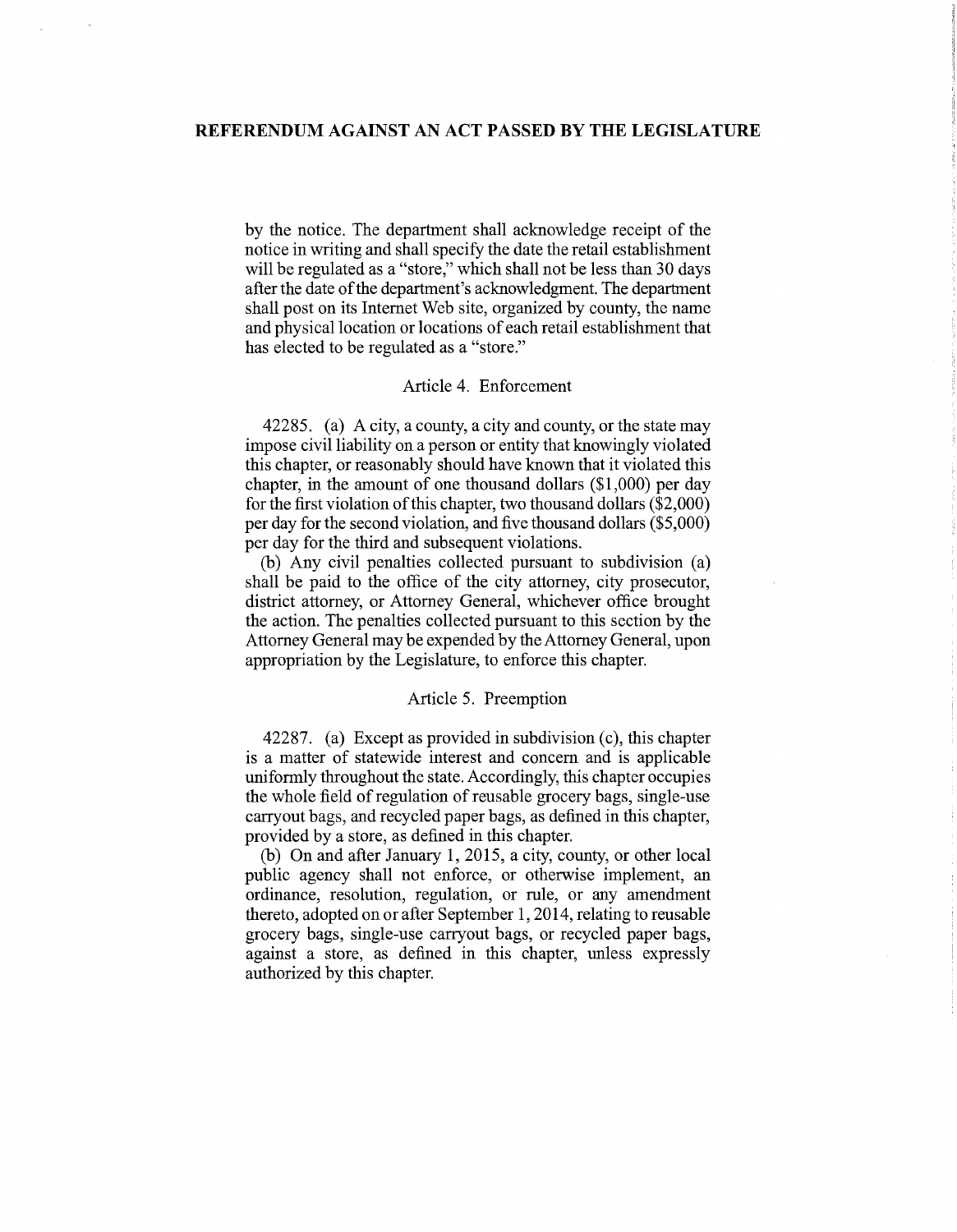by the notice. The department shall acknowledge receipt of the notice in writing and shall specify the date the retail establishment will be regulated as a "store," which shall not be less than 30 days after the date of the department's acknowledgment. The department shall post on its Internet Web site, organized by county, the name and physical location or locations of each retail establishment that has elected to be regulated as a "store."

Article 4. Enforcement

42285. (a) A city, a county, a city and county, or the state may impose civil liability on a person or entity that knowingly violated this chapter, or reasonably should have known that it violated this chapter, in the amount of one thousand dollars ($1,000) per day for the first violation of this chapter, two thousand dollars ($2,000) per day for the second violation, and five thousand dollars ($5,000) per day for the third and subsequent violations.

(b) Any civil penalties collected pursuant to subdivision (a) shall be paid to the office of the city attorney, city prosecutor, district attorney, or Attorney General, whichever office brought the action. The penalties collected pursuant to this section by the Attorney General may be expended by the Attorney General, upon appropriation by the Legislature, to enforce this chapter.

Article 5. Preemption

42287. (a) Except as provided in subdivision (c), this chapter is a matter of statewide interest and concern and is applicable uniformly throughout the state. Accordingly, this chapter occupies the whole field of regulation of reusable grocery bags, single-use carryout bags, and recycled paper bags, as defined in this chapter, provided by a store, as defined in this chapter.

(b) On and after January 1, 2015, a city, county, or other local public agency shall not enforce, or otherwise implement, an ordinance, resolution, regulation, or rule, or any amendment thereto, adopted on or after September 1, 2014, relating to reusable grocery bags, single-use carryout bags, or recycled paper bags, against a store, as defined in this chapter, unless expressly authorized by this chapter.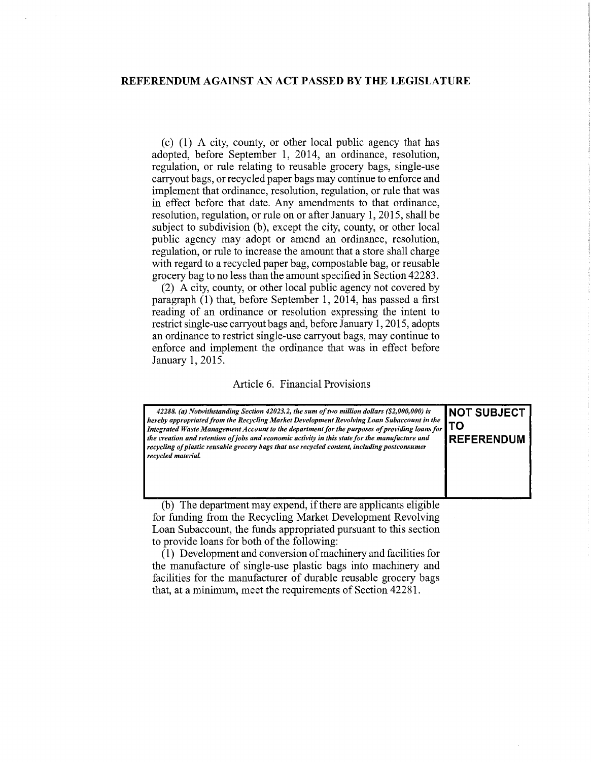## REFERENDUM AGAINST AN ACT PASSED BY THE LEGISLATURE

(c) (1) A city, county, or other local public agency that has adopted, before September 1, 2014, an ordinance, resolution, regulation, or rule relating to reusable grocery bags, single-use carryout bags, or recycled paper bags may continue to enforce and implement that ordinance, resolution, regulation, or rule that was in effect before that date. Any amendments to that ordinance, resolution, regulation, or rule on or after January 1, 2015, shall be subject to subdivision (b), except the city, county, or other local public agency may adopt or amend an ordinance, resolution, regulation, or rule to increase the amount that a store shall charge with regard to a recycled paper bag, compostable bag, or reusable grocery bag to no less than the amount specified in Section 42283.

(2) A city, county, or other local public agency not covered by paragraph (1) that, before September 1, 2014, has passed a first reading of an ordinance or resolution expressing the intent to restrict single-use carryout bags and, before January 1, 2015, adopts an ordinance to restrict single-use carryout bags, may continue to enforce and implement the ordinance that was in effect before January 1, 2015.

Article 6. Financial Provisions

| *42288. (a) Notwithstanding Section 42023.2, the sum of two million dollars ($2,000,000) is hereby appropriated from the Recycling Market Development Revolving Loan Subaccount in the Integrated Waste Management Account to the department for the purposes of providing loans for the creation and retention of jobs and economic activity in this state for the manufacture and recycling of plastic reusable grocery bags that use recycled content, including postconsumer recycled material.* | **NOT SUBJECT TO REFERENDUM** |
|---|---|

(b) The department may expend, if there are applicants eligible for funding from the Recycling Market Development Revolving Loan Subaccount, the funds appropriated pursuant to this section to provide loans for both of the following:

(1) Development and conversion of machinery and facilities for the manufacture of single-use plastic bags into machinery and facilities for the manufacturer of durable reusable grocery bags that, at a minimum, meet the requirements of Section 42281.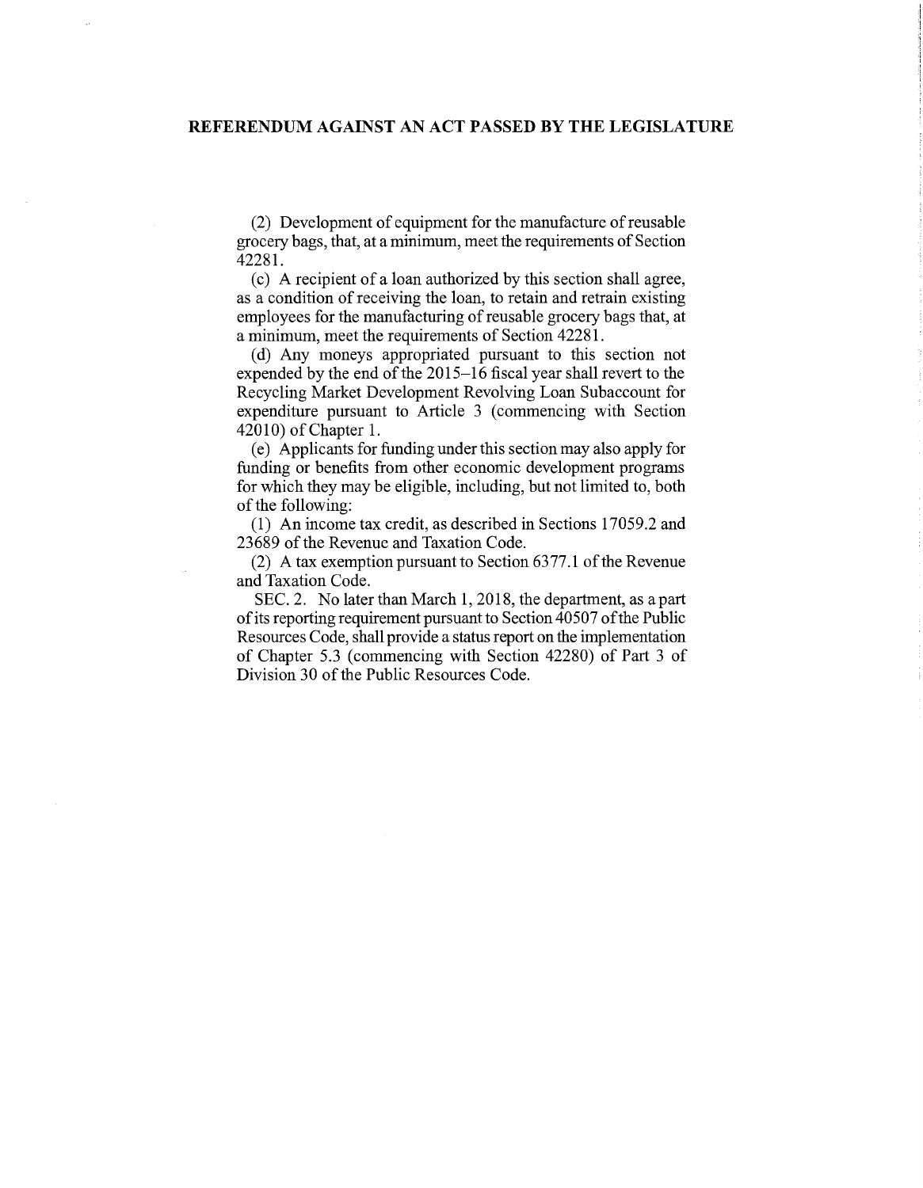**REFERENDUM AGAINST AN ACT PASSED BY THE LEGISLATURE**

(2) Development of equipment for the manufacture of reusable grocery bags, that, at a minimum, meet the requirements of Section 42281.

(c) A recipient of a loan authorized by this section shall agree, as a condition of receiving the loan, to retain and retrain existing employees for the manufacturing of reusable grocery bags that, at a minimum, meet the requirements of Section 42281.

(d) Any moneys appropriated pursuant to this section not expended by the end of the 2015–16 fiscal year shall revert to the Recycling Market Development Revolving Loan Subaccount for expenditure pursuant to Article 3 (commencing with Section 42010) of Chapter 1.

(e) Applicants for funding under this section may also apply for funding or benefits from other economic development programs for which they may be eligible, including, but not limited to, both of the following:

(1) An income tax credit, as described in Sections 17059.2 and 23689 of the Revenue and Taxation Code.

(2) A tax exemption pursuant to Section 6377.1 of the Revenue and Taxation Code.

SEC. 2. No later than March 1, 2018, the department, as a part of its reporting requirement pursuant to Section 40507 of the Public Resources Code, shall provide a status report on the implementation of Chapter 5.3 (commencing with Section 42280) of Part 3 of Division 30 of the Public Resources Code.